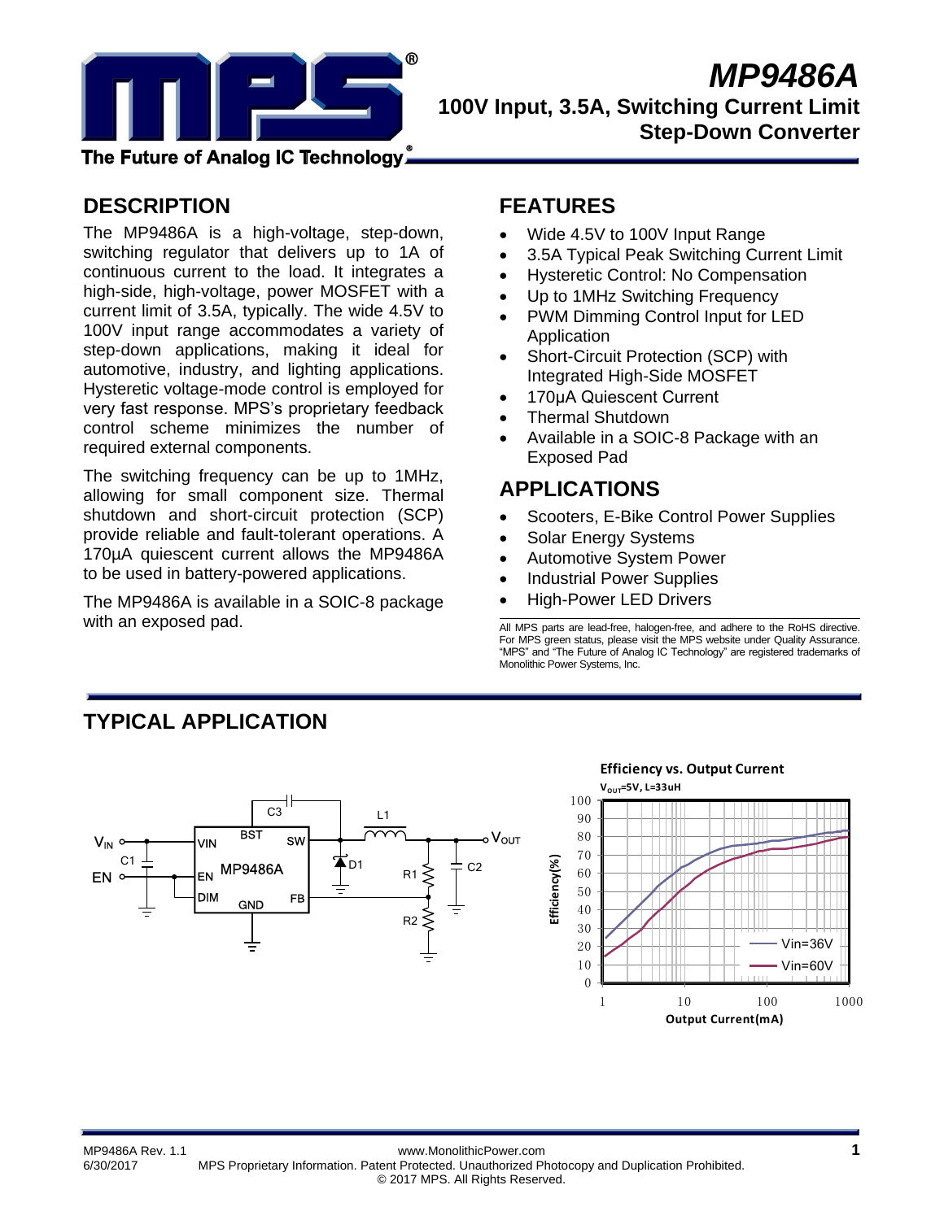# MP9486A

## 100V Input, 3.5A, Switching Current Limit Step-Down Converter

## DESCRIPTION

The MP9486A is a high-voltage, step-down, switching regulator that delivers up to 1A of continuous current to the load. It integrates a high-side, high-voltage, power MOSFET with a current limit of 3.5A, typically. The wide 4.5V to 100V input range accommodates a variety of step-down applications, making it ideal for automotive, industry, and lighting applications. Hysteretic voltage-mode control is employed for very fast response. MPS's proprietary feedback control scheme minimizes the number of required external components.

The switching frequency can be up to 1MHz, allowing for small component size. Thermal shutdown and short-circuit protection (SCP) provide reliable and fault-tolerant operations. A 170μA quiescent current allows the MP9486A to be used in battery-powered applications.

The MP9486A is available in a SOIC-8 package with an exposed pad.

## FEATURES

- Wide 4.5V to 100V Input Range
- 3.5A Typical Peak Switching Current Limit
- Hysteretic Control: No Compensation
- Up to 1MHz Switching Frequency
- PWM Dimming Control Input for LED Application
- Short-Circuit Protection (SCP) with Integrated High-Side MOSFET
- 170μA Quiescent Current
- Thermal Shutdown
- Available in a SOIC-8 Package with an Exposed Pad

## APPLICATIONS

- Scooters, E-Bike Control Power Supplies
- Solar Energy Systems
- Automotive System Power
- Industrial Power Supplies
- High-Power LED Drivers

All MPS parts are lead-free, halogen-free, and adhere to the RoHS directive. For MPS green status, please visit the MPS website under Quality Assurance. "MPS" and "The Future of Analog IC Technology" are registered trademarks of Monolithic Power Systems, Inc.

## TYPICAL APPLICATION

**Efficiency vs. Output Current**

$V_{OUT}$=5V, L=33uH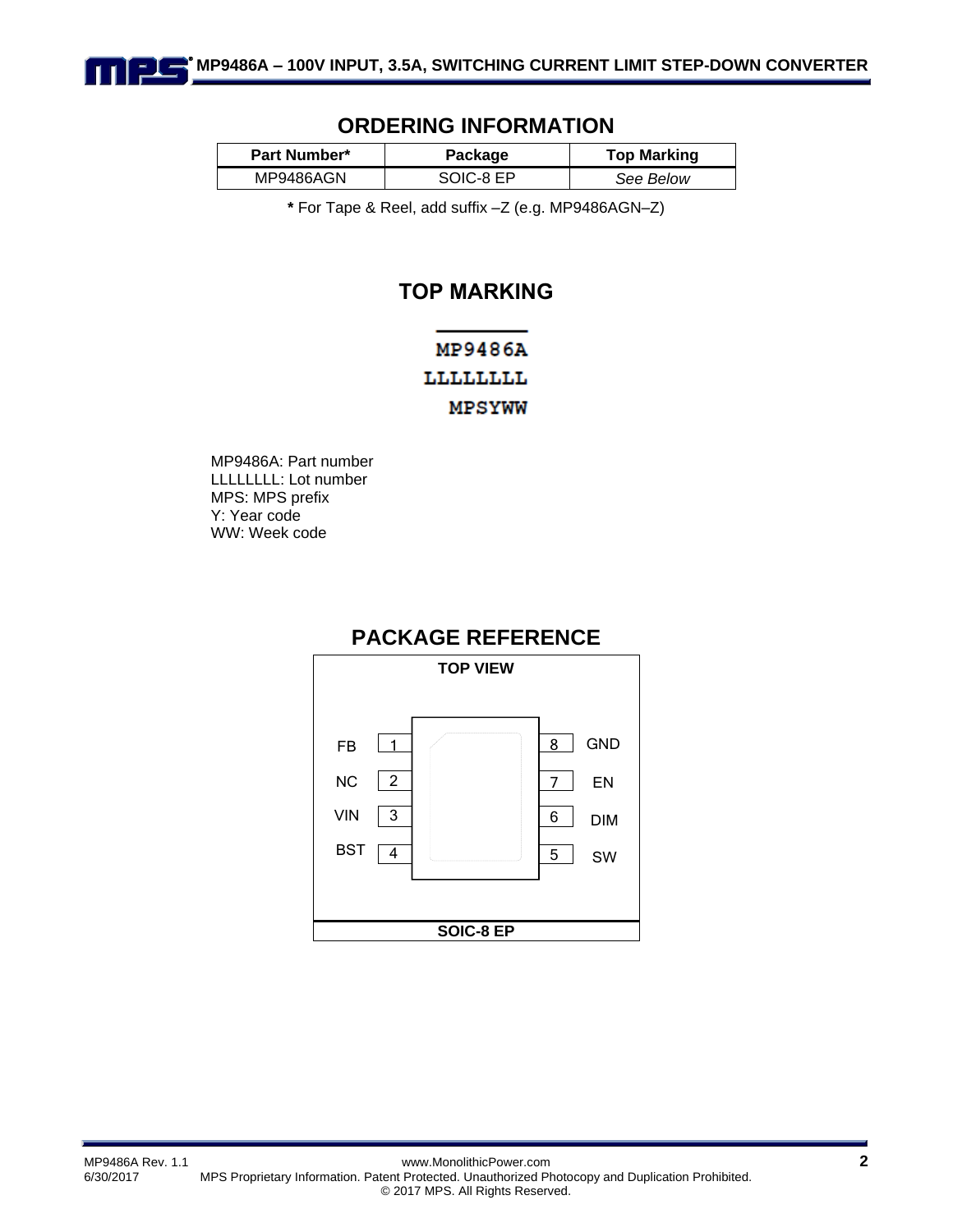## ORDERING INFORMATION

| Part Number* | Package | Top Marking |
|---|---|---|
| MP9486AGN | SOIC-8 EP | *See Below* |

**\*** For Tape & Reel, add suffix –Z (e.g. MP9486AGN–Z)

## TOP MARKING

MP9486A
LLLLLLLL
MPSYWW

MP9486A: Part number
LLLLLLLL: Lot number
MPS: MPS prefix
Y: Year code
WW: Week code

## PACKAGE REFERENCE

**TOP VIEW**

| Pin | Name | Pin | Name |
|---|---|---|---|
| 1 | FB | 8 | GND |
| 2 | NC | 7 | EN |
| 3 | VIN | 6 | DIM |
| 4 | BST | 5 | SW |

**SOIC-8 EP**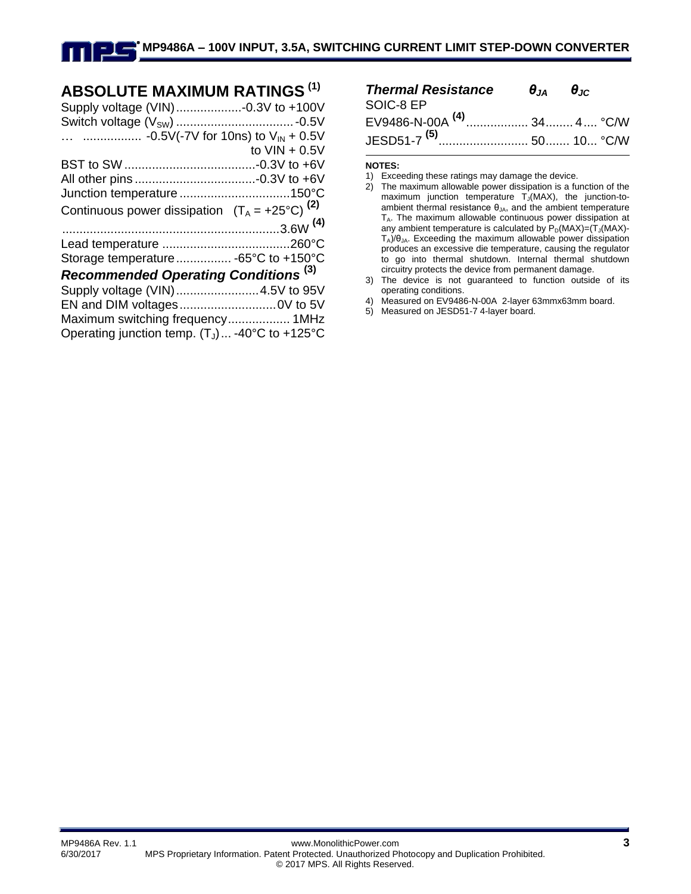## ABSOLUTE MAXIMUM RATINGS [1]

Supply voltage (VIN) ................... -0.3V to +100V
Switch voltage ($V_{SW}$) .................................. -0.5V
… ................. -0.5V(-7V for 10ns) to $V_{IN}$ + 0.5V
to VIN + 0.5V
BST to SW ...................................... -0.3V to +6V
All other pins ................................... -0.3V to +6V
Junction temperature ................................ 150°C
Continuous power dissipation ($T_A$ = +25°C) [2]
............................................................... 3.6W [4]
Lead temperature ..................................... 260°C
Storage temperature ................ -65°C to +150°C

### *Recommended Operating Conditions* [3]

Supply voltage (VIN) ........................ 4.5V to 95V
EN and DIM voltages ............................ 0V to 5V
Maximum switching frequency .................. 1MHz
Operating junction temp. ($T_J$) ... -40°C to +125°C

| *Thermal Resistance* | $\theta_{JA}$ | $\theta_{JC}$ | |
|---|---|---|---|
| SOIC-8 EP | | | |
| EV9486-N-00A [4] | 34 | 4 | °C/W |
| JESD51-7 [5] | 50 | 10 | °C/W |

**NOTES:**

1) Exceeding these ratings may damage the device.
2) The maximum allowable power dissipation is a function of the maximum junction temperature $T_J$(MAX), the junction-to-ambient thermal resistance $\theta_{JA}$, and the ambient temperature $T_A$. The maximum allowable continuous power dissipation at any ambient temperature is calculated by $P_D(MAX)=(T_J(MAX)-T_A)/\theta_{JA}$. Exceeding the maximum allowable power dissipation produces an excessive die temperature, causing the regulator to go into thermal shutdown. Internal thermal shutdown circuitry protects the device from permanent damage.
3) The device is not guaranteed to function outside of its operating conditions.
4) Measured on EV9486-N-00A 2-layer 63mmx63mm board.
5) Measured on JESD51-7 4-layer board.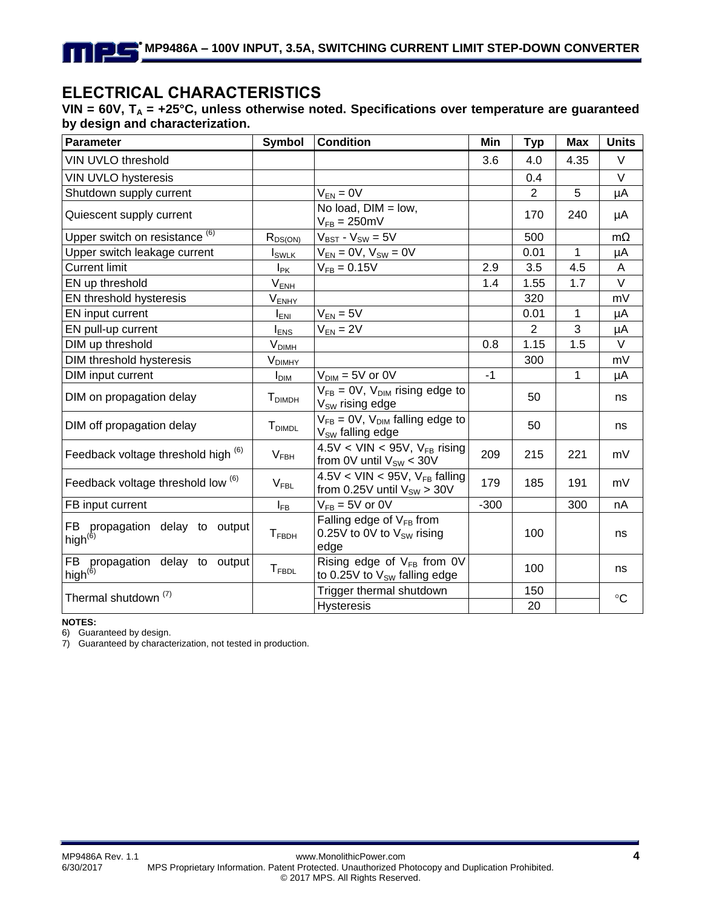## ELECTRICAL CHARACTERISTICS

**VIN = 60V, $T_A$ = +25°C, unless otherwise noted. Specifications over temperature are guaranteed by design and characterization.**

| Parameter | Symbol | Condition | Min | Typ | Max | Units |
|---|---|---|---|---|---|---|
| VIN UVLO threshold | | | 3.6 | 4.0 | 4.35 | V |
| VIN UVLO hysteresis | | | | 0.4 | | V |
| Shutdown supply current | | $V_{EN}$ = 0V | | 2 | 5 | µA |
| Quiescent supply current | | No load, DIM = low, $V_{FB}$ = 250mV | | 170 | 240 | µA |
| Upper switch on resistance (6) | $R_{DS(ON)}$ | $V_{BST}$ - $V_{SW}$ = 5V | | 500 | | mΩ |
| Upper switch leakage current | $I_{SWLK}$ | $V_{EN}$ = 0V, $V_{SW}$ = 0V | | 0.01 | 1 | µA |
| Current limit | $I_{PK}$ | $V_{FB}$ = 0.15V | 2.9 | 3.5 | 4.5 | A |
| EN up threshold | $V_{ENH}$ | | 1.4 | 1.55 | 1.7 | V |
| EN threshold hysteresis | $V_{ENHY}$ | | | 320 | | mV |
| EN input current | $I_{ENI}$ | $V_{EN}$ = 5V | | 0.01 | 1 | µA |
| EN pull-up current | $I_{ENS}$ | $V_{EN}$ = 2V | | 2 | 3 | µA |
| DIM up threshold | $V_{DIMH}$ | | 0.8 | 1.15 | 1.5 | V |
| DIM threshold hysteresis | $V_{DIMHY}$ | | | 300 | | mV |
| DIM input current | $I_{DIM}$ | $V_{DIM}$ = 5V or 0V | -1 | | 1 | µA |
| DIM on propagation delay | $T_{DIMDH}$ | $V_{FB}$ = 0V, $V_{DIM}$ rising edge to $V_{SW}$ rising edge | | 50 | | ns |
| DIM off propagation delay | $T_{DIMDL}$ | $V_{FB}$ = 0V, $V_{DIM}$ falling edge to $V_{SW}$ falling edge | | 50 | | ns |
| Feedback voltage threshold high (6) | $V_{FBH}$ | 4.5V < VIN < 95V, $V_{FB}$ rising from 0V until $V_{SW}$ < 30V | 209 | 215 | 221 | mV |
| Feedback voltage threshold low (6) | $V_{FBL}$ | 4.5V < VIN < 95V, $V_{FB}$ falling from 0.25V until $V_{SW}$ > 30V | 179 | 185 | 191 | mV |
| FB input current | $I_{FB}$ | $V_{FB}$ = 5V or 0V | -300 | | 300 | nA |
| FB propagation delay to output high(6) | $T_{FBDH}$ | Falling edge of $V_{FB}$ from 0.25V to 0V to $V_{SW}$ rising edge | | 100 | | ns |
| FB propagation delay to output high(6) | $T_{FBDL}$ | Rising edge of $V_{FB}$ from 0V to 0.25V to $V_{SW}$ falling edge | | 100 | | ns |
| Thermal shutdown (7) | | Trigger thermal shutdown | | 150 | | °C |
| | | Hysteresis | | 20 | | |

**NOTES:**

6) Guaranteed by design.

7) Guaranteed by characterization, not tested in production.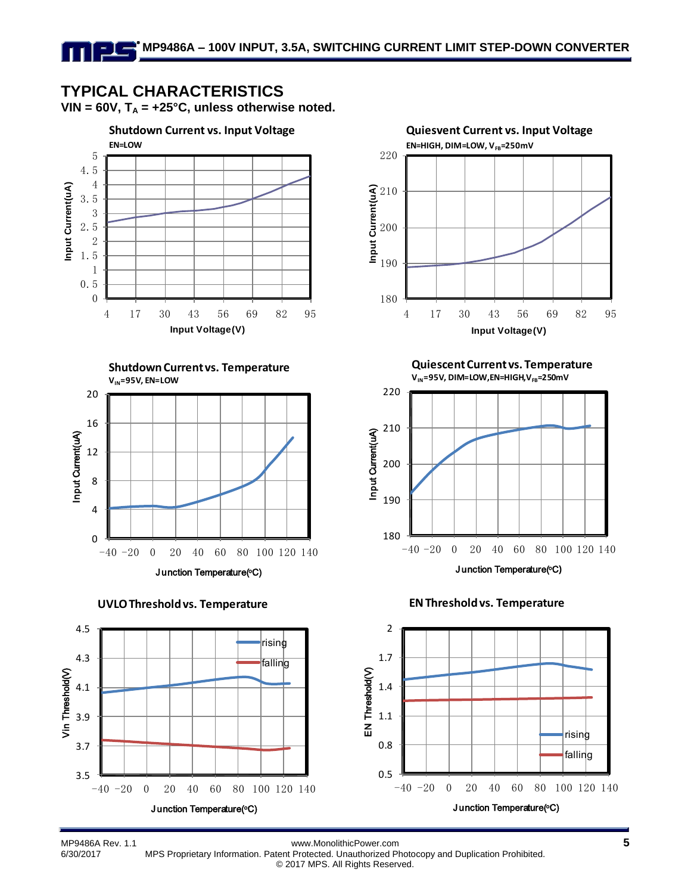## TYPICAL CHARACTERISTICS

**VIN = 60V, $T_A$ = +25°C, unless otherwise noted.**

**Shutdown Current vs. Input Voltage**

EN=LOW

**Quiesvent Current vs. Input Voltage**

EN=HIGH, DIM=LOW, $V_{FB}$=250mV

**Shutdown Current vs. Temperature**

$V_{IN}$=95V, EN=LOW

**Quiescent Current vs. Temperature**

$V_{IN}$=95V, DIM=LOW,EN=HIGH,$V_{FB}$=250mV

**UVLO Threshold vs. Temperature**

**EN Threshold vs. Temperature**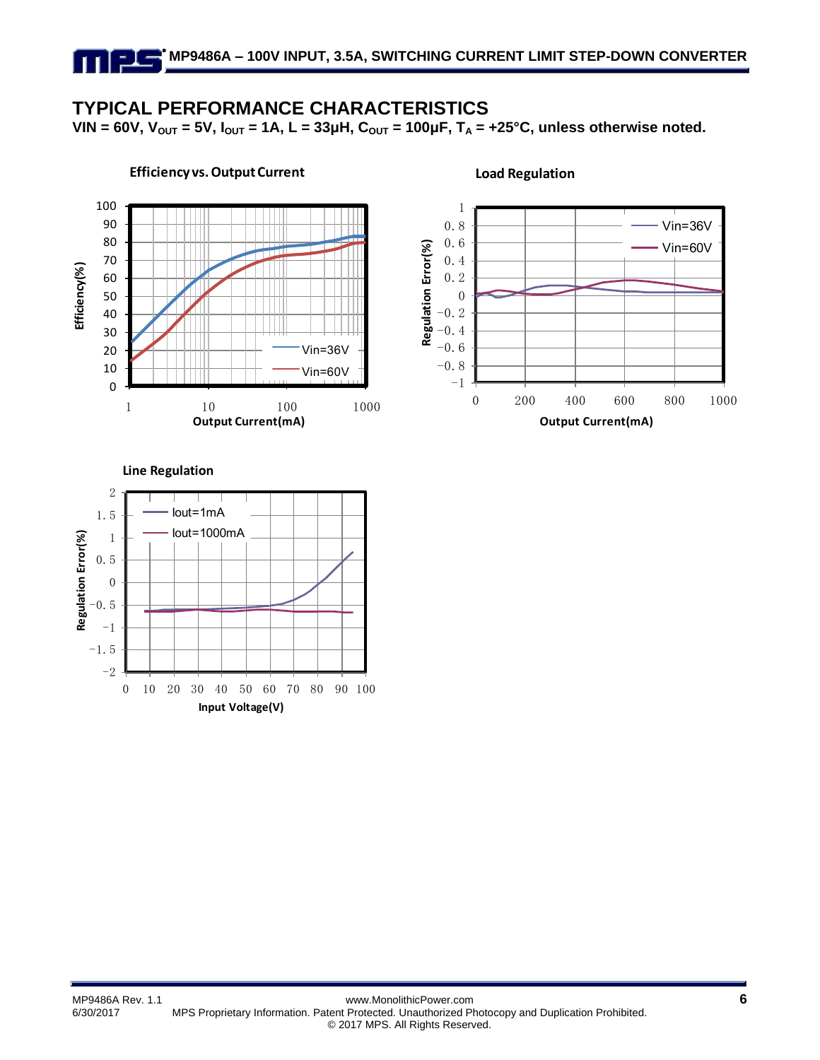## TYPICAL PERFORMANCE CHARACTERISTICS

**VIN = 60V, $V_{OUT}$ = 5V, $I_{OUT}$ = 1A, L = 33μH, $C_{OUT}$ = 100μF, $T_A$ = +25°C, unless otherwise noted.**

**Efficiency vs. Output Current**

**Load Regulation**

**Line Regulation**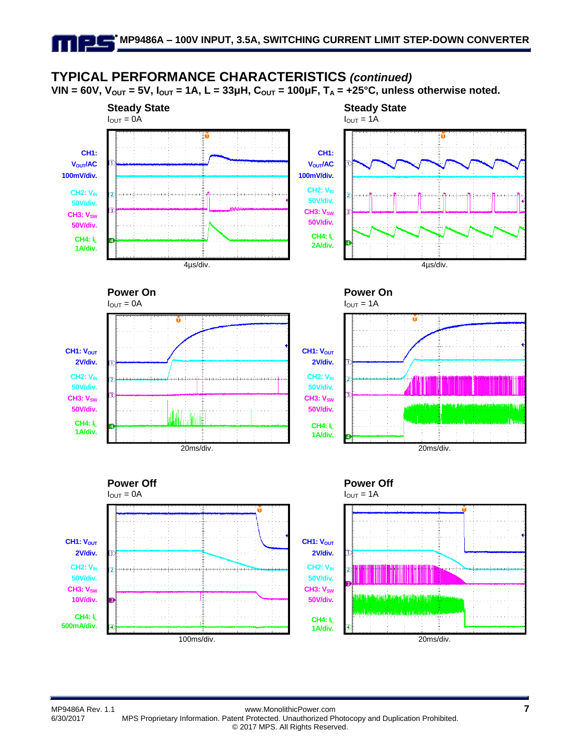## TYPICAL PERFORMANCE CHARACTERISTICS *(continued)*

**VIN = 60V, $V_{OUT}$ = 5V, $I_{OUT}$ = 1A, L = 33µH, $C_{OUT}$ = 100µF, $T_A$ = +25°C, unless otherwise noted.**

### Steady State
$I_{OUT}$ = 0A

CH1: $V_{OUT}$/AC 100mV/div.
CH2: $V_{IN}$ 50V/div.
CH3: $V_{SW}$ 50V/div.
CH4: $I_L$ 1A/div.

4µs/div.

### Steady State
$I_{OUT}$ = 1A

CH1: $V_{OUT}$/AC 100mV/div.
CH2: $V_{IN}$ 50V/div.
CH3: $V_{SW}$ 50V/div.
CH4: $I_L$ 2A/div.

4µs/div.

### Power On
$I_{OUT}$ = 0A

CH1: $V_{OUT}$ 2V/div.
CH2: $V_{IN}$ 50V/div.
CH3: $V_{SW}$ 50V/div.
CH4: $I_L$ 1A/div.

20ms/div.

### Power On
$I_{OUT}$ = 1A

CH1: $V_{OUT}$ 2V/div.
CH2: $V_{IN}$ 50V/div.
CH3: $V_{SW}$ 50V/div.
CH4: $I_L$ 1A/div.

20ms/div.

### Power Off
$I_{OUT}$ = 0A

CH1: $V_{OUT}$ 2V/div.
CH2: $V_{IN}$ 50V/div.
CH3: $V_{SW}$ 10V/div.
CH4: $I_L$ 500mA/div.

100ms/div.

### Power Off
$I_{OUT}$ = 1A

CH1: $V_{OUT}$ 2V/div.
CH2: $V_{IN}$ 50V/div.
CH3: $V_{SW}$ 50V/div.
CH4: $I_L$ 1A/div.

20ms/div.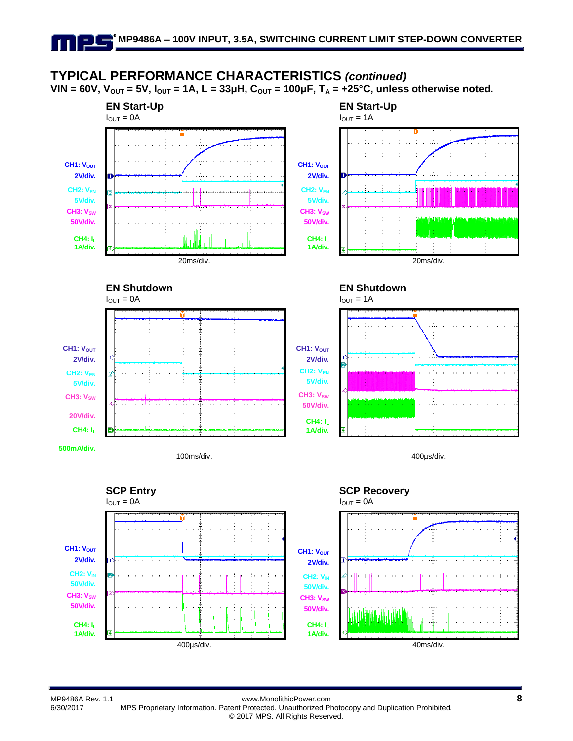## TYPICAL PERFORMANCE CHARACTERISTICS *(continued)*

**VIN = 60V, $V_{OUT}$ = 5V, $I_{OUT}$ = 1A, L = 33µH, $C_{OUT}$ = 100µF, $T_A$ = +25°C, unless otherwise noted.**

**EN Start-Up**
$I_{OUT}$ = 0A

CH1: $V_{OUT}$ 2V/div.
CH2: $V_{EN}$ 5V/div.
CH3: $V_{SW}$ 50V/div.
CH4: $I_L$ 1A/div.

20ms/div.

**EN Start-Up**
$I_{OUT}$ = 1A

CH1: $V_{OUT}$ 2V/div.
CH2: $V_{EN}$ 5V/div.
CH3: $V_{SW}$ 50V/div.
CH4: $I_L$ 1A/div.

20ms/div.

**EN Shutdown**
$I_{OUT}$ = 0A

CH1: $V_{OUT}$ 2V/div.
CH2: $V_{EN}$ 5V/div.
CH3: $V_{SW}$ 20V/div.
CH4: $I_L$ 500mA/div.

100ms/div.

**EN Shutdown**
$I_{OUT}$ = 1A

CH1: $V_{OUT}$ 2V/div.
CH2: $V_{EN}$ 5V/div.
CH3: $V_{SW}$ 50V/div.
CH4: $I_L$ 1A/div.

400µs/div.

**SCP Entry**
$I_{OUT}$ = 0A

CH1: $V_{OUT}$ 2V/div.
CH2: $V_{IN}$ 50V/div.
CH3: $V_{SW}$ 50V/div.
CH4: $I_L$ 1A/div.

400µs/div.

**SCP Recovery**
$I_{OUT}$ = 0A

CH1: $V_{OUT}$ 2V/div.
CH2: $V_{IN}$ 50V/div.
CH3: $V_{SW}$ 50V/div.
CH4: $I_L$ 1A/div.

40ms/div.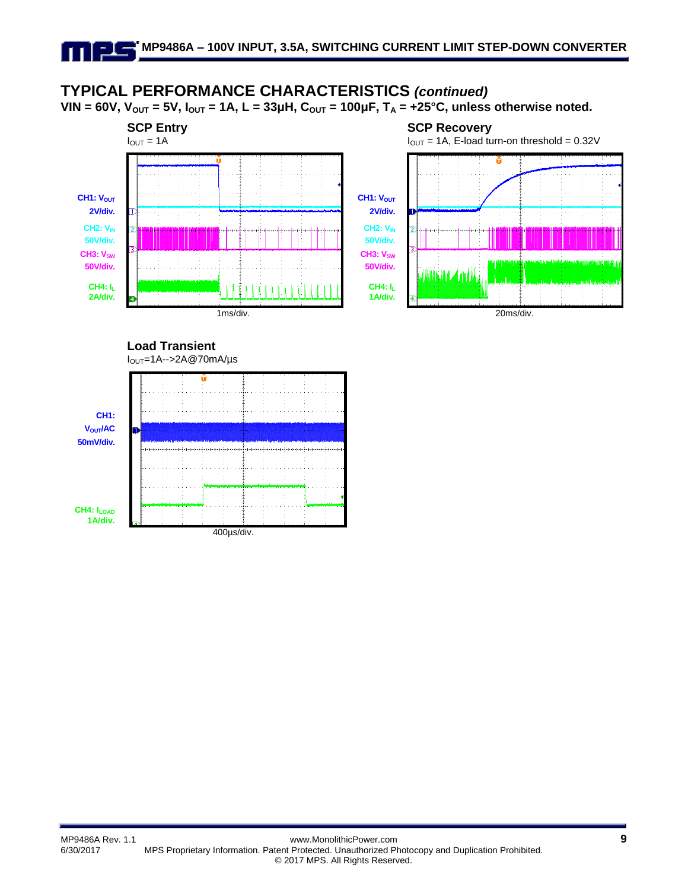## TYPICAL PERFORMANCE CHARACTERISTICS *(continued)*

**VIN = 60V, $V_{OUT}$ = 5V, $I_{OUT}$ = 1A, L = 33μH, $C_{OUT}$ = 100μF, $T_A$ = +25°C, unless otherwise noted.**

**SCP Entry**

$I_{OUT}$ = 1A

CH1: $V_{OUT}$ 2V/div.
CH2: $V_{IN}$ 50V/div.
CH3: $V_{SW}$ 50V/div.
CH4: $I_L$ 2A/div.

1ms/div.

**SCP Recovery**

$I_{OUT}$ = 1A, E-load turn-on threshold = 0.32V

CH1: $V_{OUT}$ 2V/div.
CH2: $V_{IN}$ 50V/div.
CH3: $V_{SW}$ 50V/div.
CH4: $I_L$ 1A/div.

20ms/div.

**Load Transient**

$I_{OUT}$=1A-->2A@70mA/μs

CH1: $V_{OUT}$/AC 50mV/div.
CH4: $I_{LOAD}$ 1A/div.

400μs/div.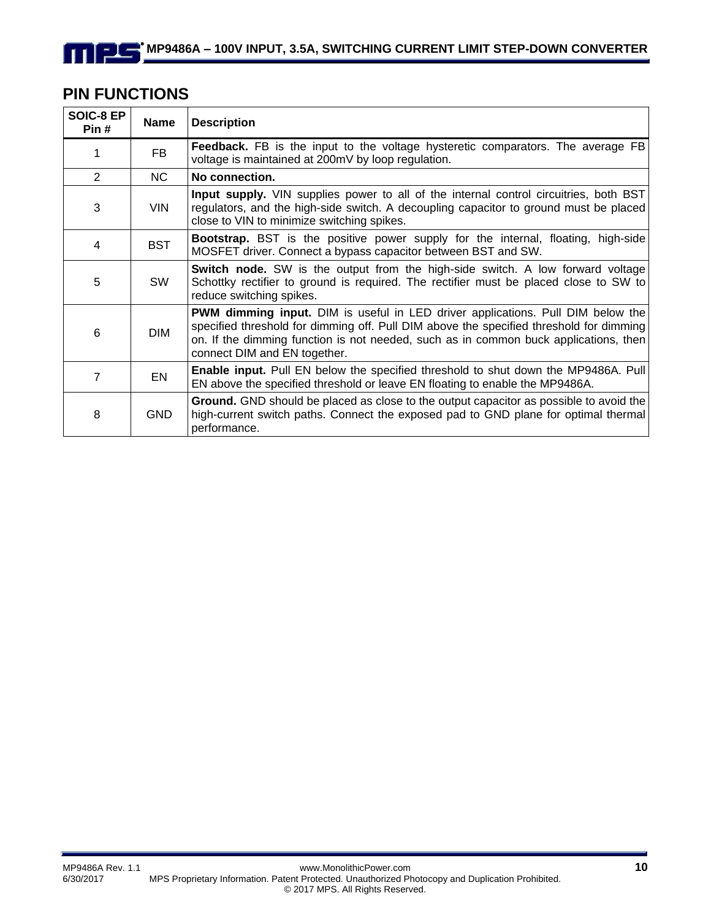## PIN FUNCTIONS

| SOIC-8 EP Pin # | Name | Description |
|---|---|---|
| 1 | FB | **Feedback.** FB is the input to the voltage hysteretic comparators. The average FB voltage is maintained at 200mV by loop regulation. |
| 2 | NC | **No connection.** |
| 3 | VIN | **Input supply.** VIN supplies power to all of the internal control circuitries, both BST regulators, and the high-side switch. A decoupling capacitor to ground must be placed close to VIN to minimize switching spikes. |
| 4 | BST | **Bootstrap.** BST is the positive power supply for the internal, floating, high-side MOSFET driver. Connect a bypass capacitor between BST and SW. |
| 5 | SW | **Switch node.** SW is the output from the high-side switch. A low forward voltage Schottky rectifier to ground is required. The rectifier must be placed close to SW to reduce switching spikes. |
| 6 | DIM | **PWM dimming input.** DIM is useful in LED driver applications. Pull DIM below the specified threshold for dimming off. Pull DIM above the specified threshold for dimming on. If the dimming function is not needed, such as in common buck applications, then connect DIM and EN together. |
| 7 | EN | **Enable input.** Pull EN below the specified threshold to shut down the MP9486A. Pull EN above the specified threshold or leave EN floating to enable the MP9486A. |
| 8 | GND | **Ground.** GND should be placed as close to the output capacitor as possible to avoid the high-current switch paths. Connect the exposed pad to GND plane for optimal thermal performance. |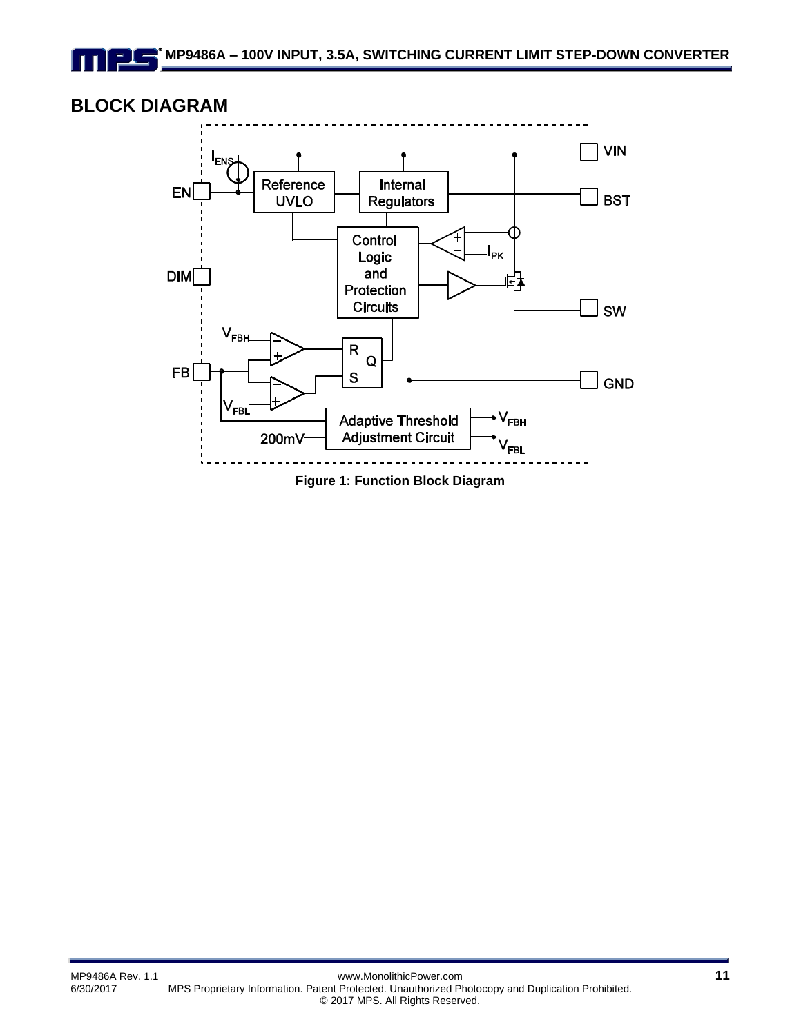## BLOCK DIAGRAM

Figure 1: Function Block Diagram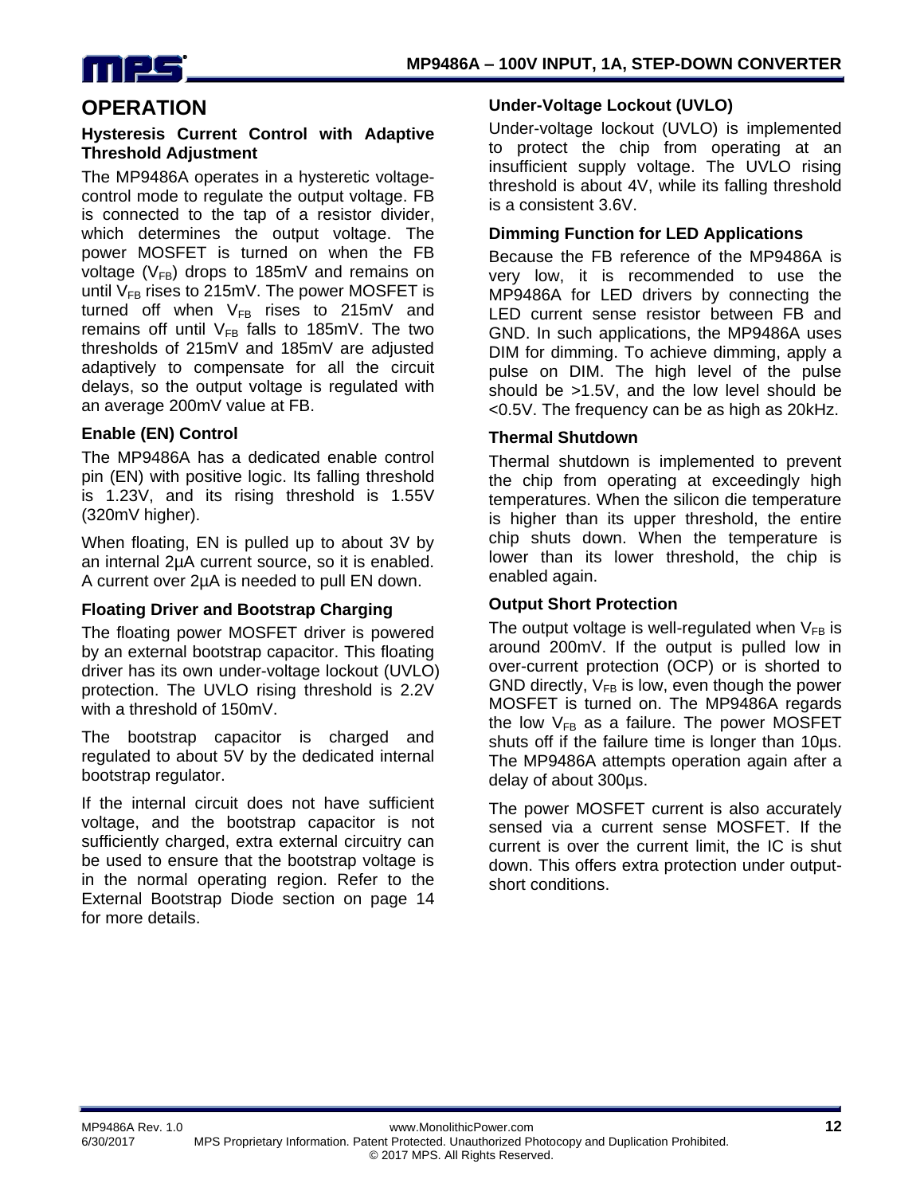## OPERATION

### Hysteresis Current Control with Adaptive Threshold Adjustment

The MP9486A operates in a hysteretic voltage-control mode to regulate the output voltage. FB is connected to the tap of a resistor divider, which determines the output voltage. The power MOSFET is turned on when the FB voltage ($V_{FB}$) drops to 185mV and remains on until $V_{FB}$ rises to 215mV. The power MOSFET is turned off when $V_{FB}$ rises to 215mV and remains off until $V_{FB}$ falls to 185mV. The two thresholds of 215mV and 185mV are adjusted adaptively to compensate for all the circuit delays, so the output voltage is regulated with an average 200mV value at FB.

### Enable (EN) Control

The MP9486A has a dedicated enable control pin (EN) with positive logic. Its falling threshold is 1.23V, and its rising threshold is 1.55V (320mV higher).

When floating, EN is pulled up to about 3V by an internal 2µA current source, so it is enabled. A current over 2µA is needed to pull EN down.

### Floating Driver and Bootstrap Charging

The floating power MOSFET driver is powered by an external bootstrap capacitor. This floating driver has its own under-voltage lockout (UVLO) protection. The UVLO rising threshold is 2.2V with a threshold of 150mV.

The bootstrap capacitor is charged and regulated to about 5V by the dedicated internal bootstrap regulator.

If the internal circuit does not have sufficient voltage, and the bootstrap capacitor is not sufficiently charged, extra external circuitry can be used to ensure that the bootstrap voltage is in the normal operating region. Refer to the External Bootstrap Diode section on page 14 for more details.

### Under-Voltage Lockout (UVLO)

Under-voltage lockout (UVLO) is implemented to protect the chip from operating at an insufficient supply voltage. The UVLO rising threshold is about 4V, while its falling threshold is a consistent 3.6V.

### Dimming Function for LED Applications

Because the FB reference of the MP9486A is very low, it is recommended to use the MP9486A for LED drivers by connecting the LED current sense resistor between FB and GND. In such applications, the MP9486A uses DIM for dimming. To achieve dimming, apply a pulse on DIM. The high level of the pulse should be >1.5V, and the low level should be <0.5V. The frequency can be as high as 20kHz.

### Thermal Shutdown

Thermal shutdown is implemented to prevent the chip from operating at exceedingly high temperatures. When the silicon die temperature is higher than its upper threshold, the entire chip shuts down. When the temperature is lower than its lower threshold, the chip is enabled again.

### Output Short Protection

The output voltage is well-regulated when $V_{FB}$ is around 200mV. If the output is pulled low in over-current protection (OCP) or is shorted to GND directly, $V_{FB}$ is low, even though the power MOSFET is turned on. The MP9486A regards the low $V_{FB}$ as a failure. The power MOSFET shuts off if the failure time is longer than 10µs. The MP9486A attempts operation again after a delay of about 300µs.

The power MOSFET current is also accurately sensed via a current sense MOSFET. If the current is over the current limit, the IC is shut down. This offers extra protection under output-short conditions.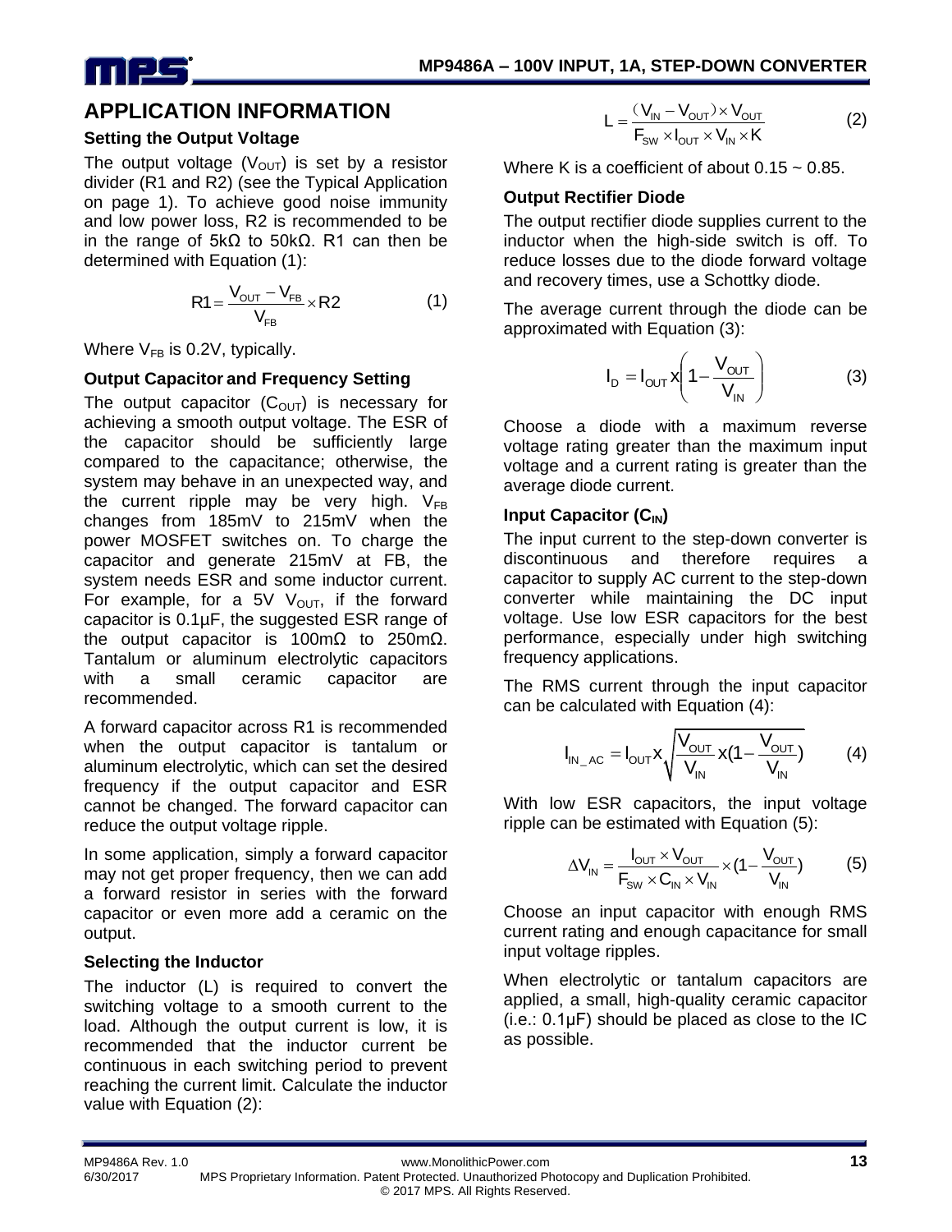## APPLICATION INFORMATION

### Setting the Output Voltage

The output voltage ($V_{OUT}$) is set by a resistor divider (R1 and R2) (see the Typical Application on page 1). To achieve good noise immunity and low power loss, R2 is recommended to be in the range of 5kΩ to 50kΩ. R1 can then be determined with Equation (1):

$$R1 = \frac{V_{OUT} - V_{FB}}{V_{FB}} \times R2 \qquad (1)$$

Where $V_{FB}$ is 0.2V, typically.

### Output Capacitor and Frequency Setting

The output capacitor ($C_{OUT}$) is necessary for achieving a smooth output voltage. The ESR of the capacitor should be sufficiently large compared to the capacitance; otherwise, the system may behave in an unexpected way, and the current ripple may be very high. $V_{FB}$ changes from 185mV to 215mV when the power MOSFET switches on. To charge the capacitor and generate 215mV at FB, the system needs ESR and some inductor current. For example, for a 5V $V_{OUT}$, if the forward capacitor is 0.1µF, the suggested ESR range of the output capacitor is 100mΩ to 250mΩ. Tantalum or aluminum electrolytic capacitors with a small ceramic capacitor are recommended.

A forward capacitor across R1 is recommended when the output capacitor is tantalum or aluminum electrolytic, which can set the desired frequency if the output capacitor and ESR cannot be changed. The forward capacitor can reduce the output voltage ripple.

In some application, simply a forward capacitor may not get proper frequency, then we can add a forward resistor in series with the forward capacitor or even more add a ceramic on the output.

### Selecting the Inductor

The inductor (L) is required to convert the switching voltage to a smooth current to the load. Although the output current is low, it is recommended that the inductor current be continuous in each switching period to prevent reaching the current limit. Calculate the inductor value with Equation (2):

$$L = \frac{(V_{IN} - V_{OUT}) \times V_{OUT}}{F_{SW} \times I_{OUT} \times V_{IN} \times K} \qquad (2)$$

Where K is a coefficient of about 0.15 ~ 0.85.

### Output Rectifier Diode

The output rectifier diode supplies current to the inductor when the high-side switch is off. To reduce losses due to the diode forward voltage and recovery times, use a Schottky diode.

The average current through the diode can be approximated with Equation (3):

$$I_D = I_{OUT} \times \left(1 - \frac{V_{OUT}}{V_{IN}}\right) \qquad (3)$$

Choose a diode with a maximum reverse voltage rating greater than the maximum input voltage and a current rating is greater than the average diode current.

### Input Capacitor ($C_{IN}$)

The input current to the step-down converter is discontinuous and therefore requires a capacitor to supply AC current to the step-down converter while maintaining the DC input voltage. Use low ESR capacitors for the best performance, especially under high switching frequency applications.

The RMS current through the input capacitor can be calculated with Equation (4):

$$I_{IN\_AC} = I_{OUT} \times \sqrt{\frac{V_{OUT}}{V_{IN}} \times \left(1 - \frac{V_{OUT}}{V_{IN}}\right)} \qquad (4)$$

With low ESR capacitors, the input voltage ripple can be estimated with Equation (5):

$$\Delta V_{IN} = \frac{I_{OUT} \times V_{OUT}}{F_{SW} \times C_{IN} \times V_{IN}} \times \left(1 - \frac{V_{OUT}}{V_{IN}}\right) \qquad (5)$$

Choose an input capacitor with enough RMS current rating and enough capacitance for small input voltage ripples.

When electrolytic or tantalum capacitors are applied, a small, high-quality ceramic capacitor (i.e.: 0.1µF) should be placed as close to the IC as possible.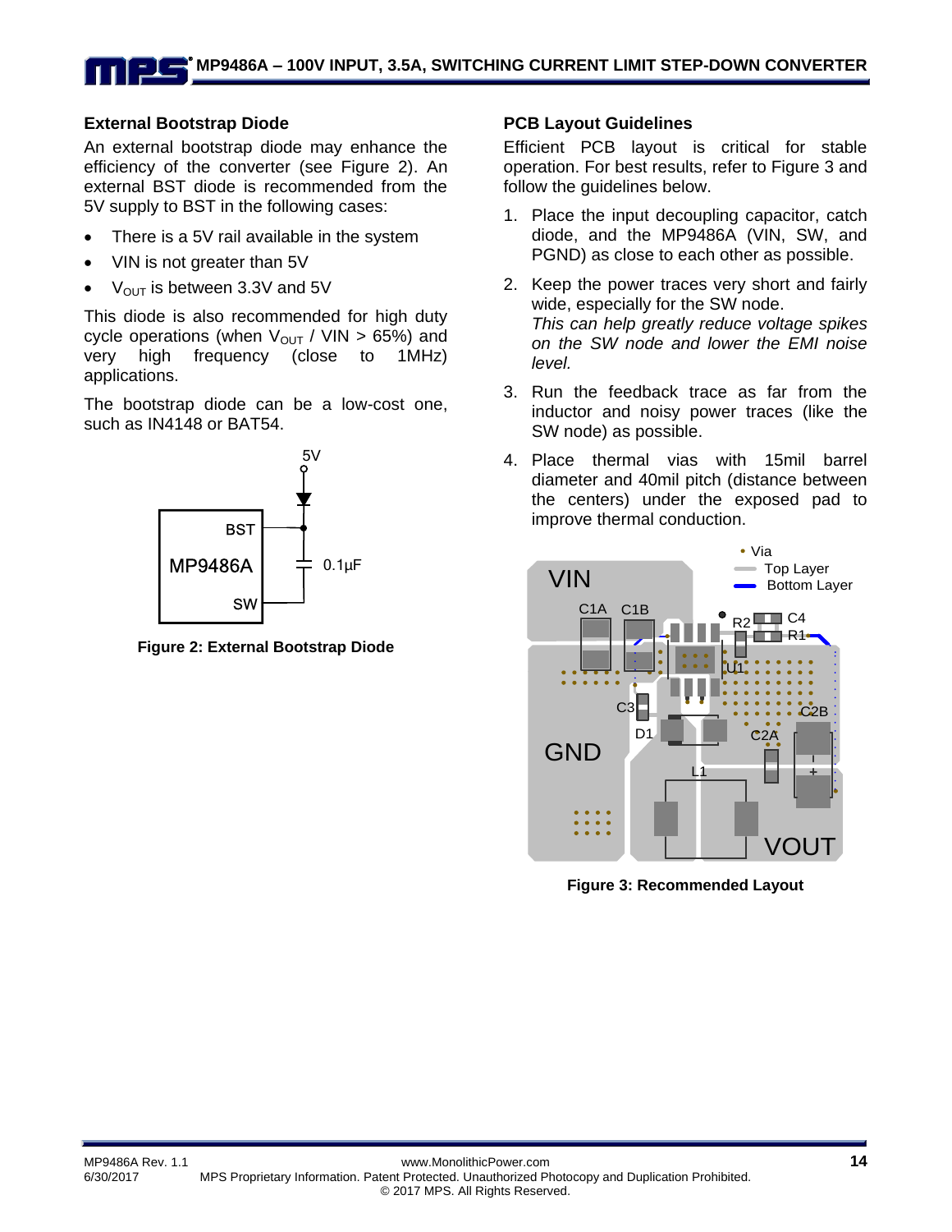### External Bootstrap Diode

An external bootstrap diode may enhance the efficiency of the converter (see Figure 2). An external BST diode is recommended from the 5V supply to BST in the following cases:

- There is a 5V rail available in the system
- VIN is not greater than 5V
- $V_{OUT}$ is between 3.3V and 5V

This diode is also recommended for high duty cycle operations (when $V_{OUT}$ / VIN > 65%) and very high frequency (close to 1MHz) applications.

The bootstrap diode can be a low-cost one, such as IN4148 or BAT54.

**Figure 2: External Bootstrap Diode**

### PCB Layout Guidelines

Efficient PCB layout is critical for stable operation. For best results, refer to Figure 3 and follow the guidelines below.

1. Place the input decoupling capacitor, catch diode, and the MP9486A (VIN, SW, and PGND) as close to each other as possible.
2. Keep the power traces very short and fairly wide, especially for the SW node.
   *This can help greatly reduce voltage spikes on the SW node and lower the EMI noise level.*
3. Run the feedback trace as far from the inductor and noisy power traces (like the SW node) as possible.
4. Place thermal vias with 15mil barrel diameter and 40mil pitch (distance between the centers) under the exposed pad to improve thermal conduction.

**Figure 3: Recommended Layout**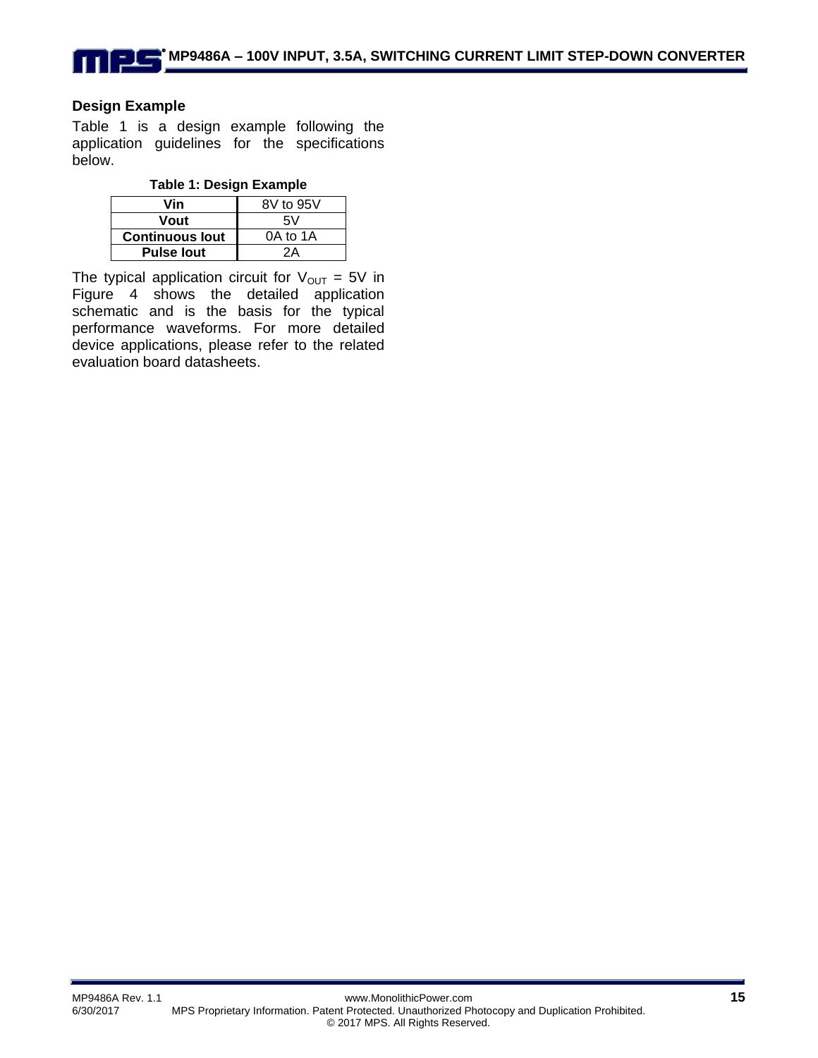### Design Example

Table 1 is a design example following the application guidelines for the specifications below.

**Table 1: Design Example**

| | |
|---|---|
| **Vin** | 8V to 95V |
| **Vout** | 5V |
| **Continuous Iout** | 0A to 1A |
| **Pulse Iout** | 2A |

The typical application circuit for $V_{OUT}$ = 5V in Figure 4 shows the detailed application schematic and is the basis for the typical performance waveforms. For more detailed device applications, please refer to the related evaluation board datasheets.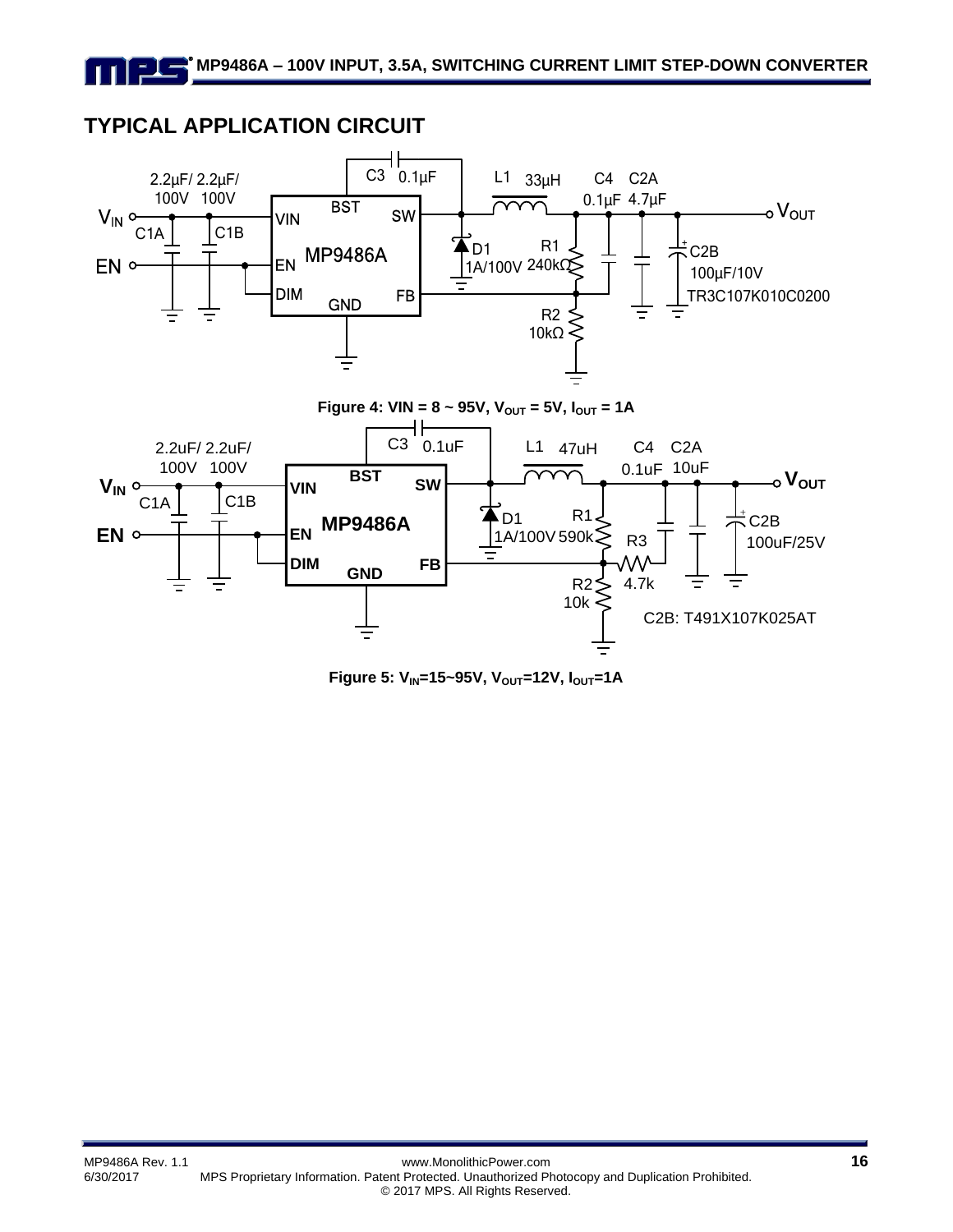## TYPICAL APPLICATION CIRCUIT

Figure 4: VIN = 8 ~ 95V, $V_{OUT}$ = 5V, $I_{OUT}$ = 1A

Figure 5: $V_{IN}$=15~95V, $V_{OUT}$=12V, $I_{OUT}$=1A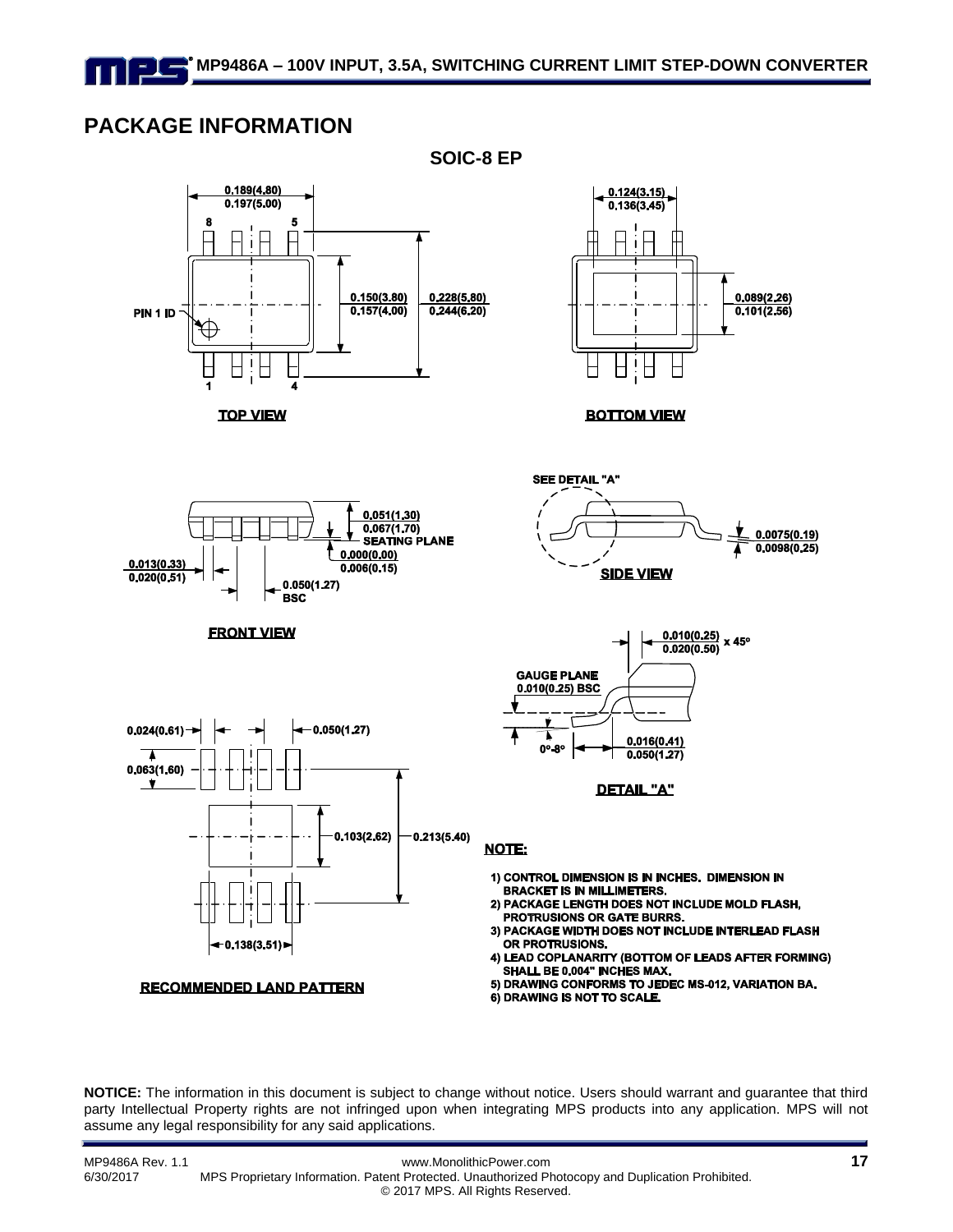# PACKAGE INFORMATION

**SOIC-8 EP**

0.189(4.80)
0.197(5.00)

8 5

PIN 1 ID

0.150(3.80)
0.157(4.00)

0.228(5.80)
0.244(6.20)

1 4

TOP VIEW

0.124(3.15)
0.136(3.45)

0.089(2.26)
0.101(2.56)

BOTTOM VIEW

0.051(1.30)
0.067(1.70)
SEATING PLANE

0.000(0.00)
0.006(0.15)

0.013(0.33)
0.020(0.51)

0.050(1.27)
BSC

FRONT VIEW

SEE DETAIL "A"

0.0075(0.19)
0.0098(0.25)

SIDE VIEW

0.010(0.25)
0.020(0.50) x 45°

GAUGE PLANE
0.010(0.25) BSC

0°-8°

0.016(0.41)
0.050(1.27)

DETAIL "A"

0.024(0.61)

0.050(1.27)

0.063(1.60)

0.103(2.62)

0.213(5.40)

0.138(3.51)

RECOMMENDED LAND PATTERN

**NOTE:**

1) CONTROL DIMENSION IS IN INCHES. DIMENSION IN BRACKET IS IN MILLIMETERS.
2) PACKAGE LENGTH DOES NOT INCLUDE MOLD FLASH, PROTRUSIONS OR GATE BURRS.
3) PACKAGE WIDTH DOES NOT INCLUDE INTERLEAD FLASH OR PROTRUSIONS.
4) LEAD COPLANARITY (BOTTOM OF LEADS AFTER FORMING) SHALL BE 0.004" INCHES MAX.
5) DRAWING CONFORMS TO JEDEC MS-012, VARIATION BA.
6) DRAWING IS NOT TO SCALE.

**NOTICE:** The information in this document is subject to change without notice. Users should warrant and guarantee that third party Intellectual Property rights are not infringed upon when integrating MPS products into any application. MPS will not assume any legal responsibility for any said applications.